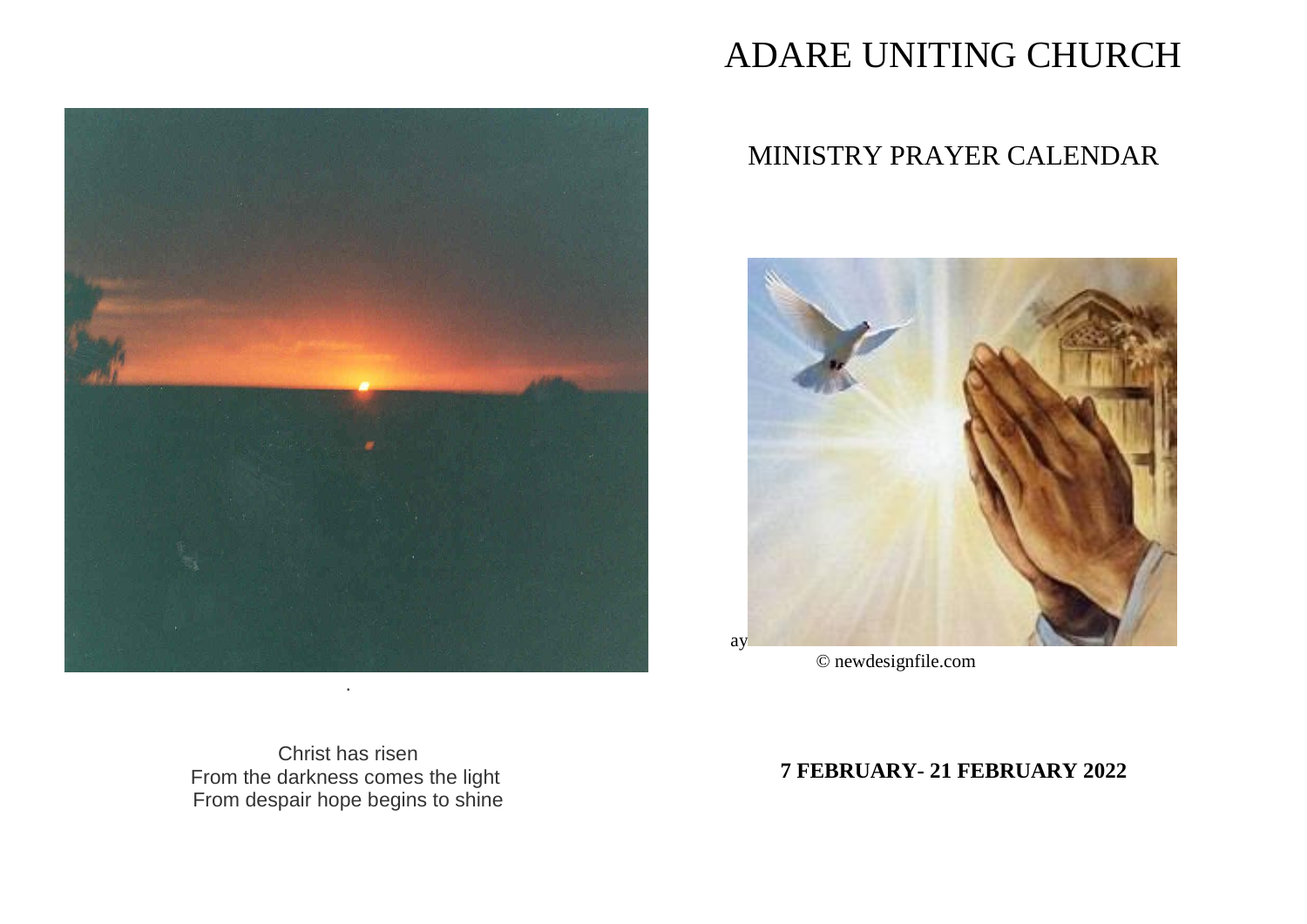# ADARE UNITING CHURCH

## MINISTRY PRAYER CALENDAR

ay

© newdesignfile.com

.

Christ has risen
From the darkness comes the light
From despair hope begins to shine

**7 FEBRUARY- 21 FEBRUARY 2022**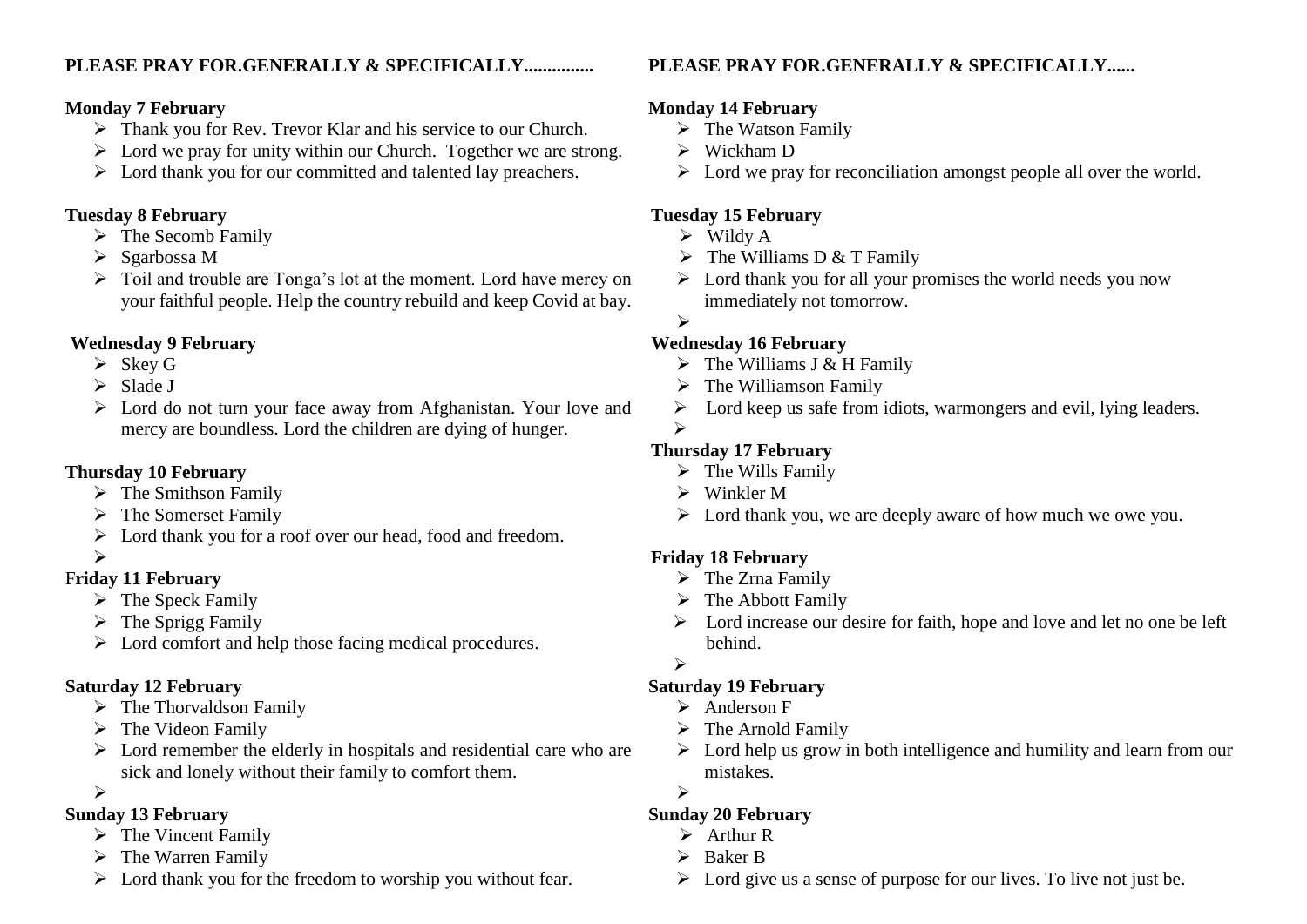**PLEASE PRAY FOR.GENERALLY & SPECIFICALLY...............**

**Monday 7 February**

- Thank you for Rev. Trevor Klar and his service to our Church.
- Lord we pray for unity within our Church. Together we are strong.
- Lord thank you for our committed and talented lay preachers.

**Tuesday 8 February**

- The Secomb Family
- Sgarbossa M
- Toil and trouble are Tonga's lot at the moment. Lord have mercy on your faithful people. Help the country rebuild and keep Covid at bay.

**Wednesday 9 February**

- Skey G
- Slade J
- Lord do not turn your face away from Afghanistan. Your love and mercy are boundless. Lord the children are dying of hunger.

**Thursday 10 February**

- The Smithson Family
- The Somerset Family
- Lord thank you for a roof over our head, food and freedom.

**Friday 11 February**

- The Speck Family
- The Sprigg Family
- Lord comfort and help those facing medical procedures.

**Saturday 12 February**

- The Thorvaldson Family
- The Videon Family
- Lord remember the elderly in hospitals and residential care who are sick and lonely without their family to comfort them.

**Sunday 13 February**

- The Vincent Family
- The Warren Family
- Lord thank you for the freedom to worship you without fear.

**PLEASE PRAY FOR.GENERALLY & SPECIFICALLY......**

**Monday 14 February**

- The Watson Family
- Wickham D
- Lord we pray for reconciliation amongst people all over the world.

**Tuesday 15 February**

- Wildy A
- The Williams D & T Family
- Lord thank you for all your promises the world needs you now immediately not tomorrow.

**Wednesday 16 February**

- The Williams J & H Family
- The Williamson Family
- Lord keep us safe from idiots, warmongers and evil, lying leaders.

**Thursday 17 February**

- The Wills Family
- Winkler M
- Lord thank you, we are deeply aware of how much we owe you.

**Friday 18 February**

- The Zrna Family
- The Abbott Family
- Lord increase our desire for faith, hope and love and let no one be left behind.

**Saturday 19 February**

- Anderson F
- The Arnold Family
- Lord help us grow in both intelligence and humility and learn from our mistakes.

**Sunday 20 February**

- Arthur R
- Baker B
- Lord give us a sense of purpose for our lives. To live not just be.